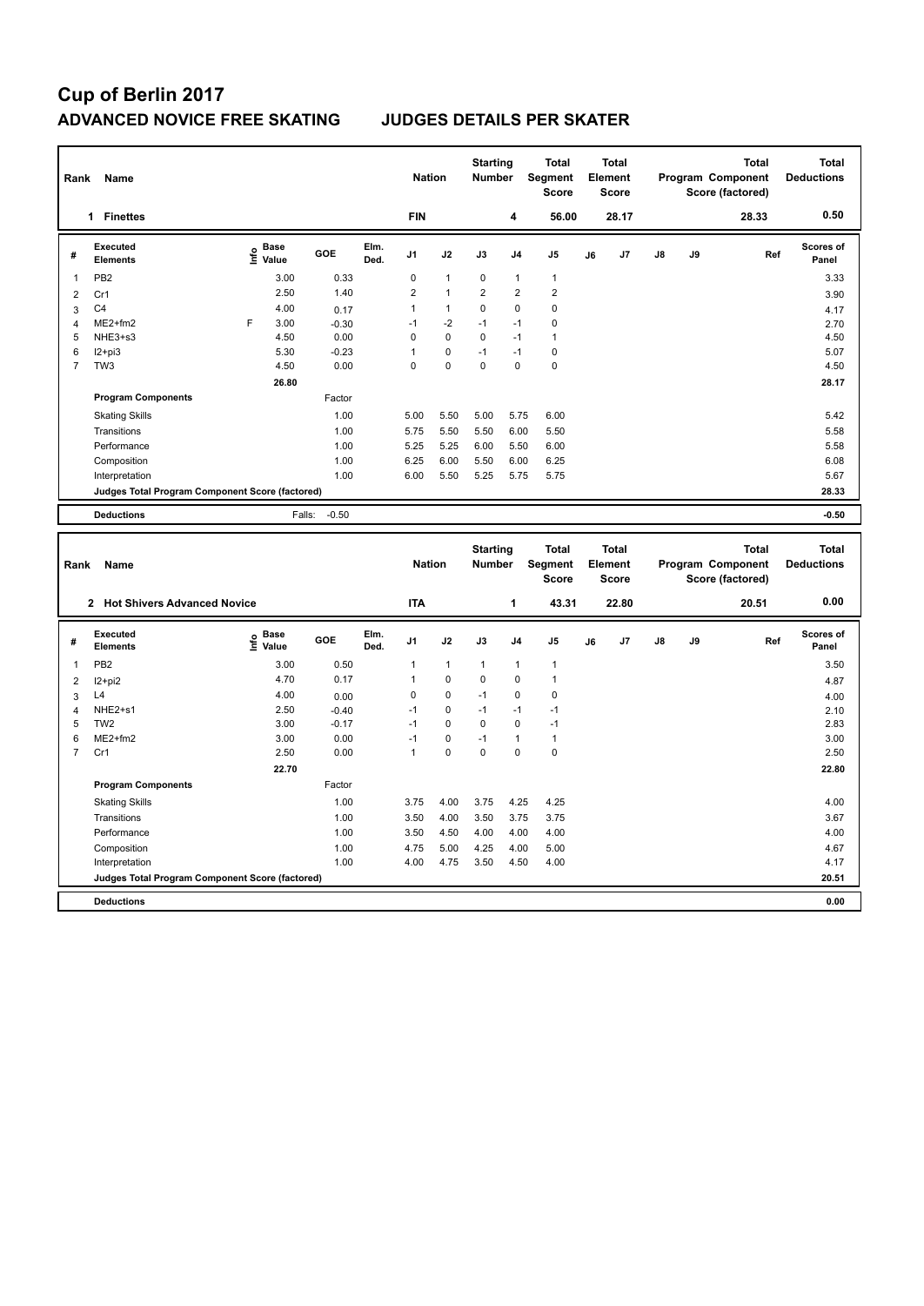# Cup of Berlin 2017

## ADVANCED NOVICE FREE SKATING JUDGES DETAILS PER SKATER

| Rank | Name | Nation | Starting Number | Total Segment Score | Total Element Score | Total Program Component Score (factored) | Total Deductions |
|---|---|---|---|---|---|---|---|
| 1 | Finettes | FIN | 4 | 56.00 | 28.17 | 28.33 | 0.50 |

| # | Executed Elements | Info | Base Value | GOE | Elm. Ded. | J1 | J2 | J3 | J4 | J5 | J6 | J7 | J8 | J9 | Ref | Scores of Panel |
|---|---|---|---|---|---|---|---|---|---|---|---|---|---|---|---|---|
| 1 | PB2 | | 3.00 | 0.33 | | 0 | 1 | 0 | 1 | 1 | | | | | | 3.33 |
| 2 | Cr1 | | 2.50 | 1.40 | | 2 | 1 | 2 | 2 | 2 | | | | | | 3.90 |
| 3 | C4 | | 4.00 | 0.17 | | 1 | 1 | 0 | 0 | 0 | | | | | | 4.17 |
| 4 | ME2+fm2 | F | 3.00 | -0.30 | | -1 | -2 | -1 | -1 | 0 | | | | | | 2.70 |
| 5 | NHE3+s3 | | 4.50 | 0.00 | | 0 | 0 | 0 | -1 | 1 | | | | | | 4.50 |
| 6 | I2+pi3 | | 5.30 | -0.23 | | 1 | 0 | -1 | -1 | 0 | | | | | | 5.07 |
| 7 | TW3 | | 4.50 | 0.00 | | 0 | 0 | 0 | 0 | 0 | | | | | | 4.50 |
| | | | 26.80 | | | | | | | | | | | | | 28.17 |

| Program Components | Factor | J1 | J2 | J3 | J4 | J5 | J6 | J7 | J8 | J9 | Scores of Panel |
|---|---|---|---|---|---|---|---|---|---|---|---|
| Skating Skills | 1.00 | 5.00 | 5.50 | 5.00 | 5.75 | 6.00 | | | | | 5.42 |
| Transitions | 1.00 | 5.75 | 5.50 | 5.50 | 6.00 | 5.50 | | | | | 5.58 |
| Performance | 1.00 | 5.25 | 5.25 | 6.00 | 5.50 | 6.00 | | | | | 5.58 |
| Composition | 1.00 | 6.25 | 6.00 | 5.50 | 6.00 | 6.25 | | | | | 6.08 |
| Interpretation | 1.00 | 6.00 | 5.50 | 5.25 | 5.75 | 5.75 | | | | | 5.67 |
| Judges Total Program Component Score (factored) | | | | | | | | | | | 28.33 |

| Deductions | Falls: | -0.50 | -0.50 |
|---|---|---|---|

| Rank | Name | Nation | Starting Number | Total Segment Score | Total Element Score | Total Program Component Score (factored) | Total Deductions |
|---|---|---|---|---|---|---|---|
| 2 | Hot Shivers Advanced Novice | ITA | 1 | 43.31 | 22.80 | 20.51 | 0.00 |

| # | Executed Elements | Info | Base Value | GOE | Elm. Ded. | J1 | J2 | J3 | J4 | J5 | J6 | J7 | J8 | J9 | Ref | Scores of Panel |
|---|---|---|---|---|---|---|---|---|---|---|---|---|---|---|---|---|
| 1 | PB2 | | 3.00 | 0.50 | | 1 | 1 | 1 | 1 | 1 | | | | | | 3.50 |
| 2 | I2+pi2 | | 4.70 | 0.17 | | 1 | 0 | 0 | 0 | 1 | | | | | | 4.87 |
| 3 | L4 | | 4.00 | 0.00 | | 0 | 0 | -1 | 0 | 0 | | | | | | 4.00 |
| 4 | NHE2+s1 | | 2.50 | -0.40 | | -1 | 0 | -1 | -1 | -1 | | | | | | 2.10 |
| 5 | TW2 | | 3.00 | -0.17 | | -1 | 0 | 0 | 0 | -1 | | | | | | 2.83 |
| 6 | ME2+fm2 | | 3.00 | 0.00 | | -1 | 0 | -1 | 1 | 1 | | | | | | 3.00 |
| 7 | Cr1 | | 2.50 | 0.00 | | 1 | 0 | 0 | 0 | 0 | | | | | | 2.50 |
| | | | 22.70 | | | | | | | | | | | | | 22.80 |

| Program Components | Factor | J1 | J2 | J3 | J4 | J5 | J6 | J7 | J8 | J9 | Scores of Panel |
|---|---|---|---|---|---|---|---|---|---|---|---|
| Skating Skills | 1.00 | 3.75 | 4.00 | 3.75 | 4.25 | 4.25 | | | | | 4.00 |
| Transitions | 1.00 | 3.50 | 4.00 | 3.50 | 3.75 | 3.75 | | | | | 3.67 |
| Performance | 1.00 | 3.50 | 4.50 | 4.00 | 4.00 | 4.00 | | | | | 4.00 |
| Composition | 1.00 | 4.75 | 5.00 | 4.25 | 4.00 | 5.00 | | | | | 4.67 |
| Interpretation | 1.00 | 4.00 | 4.75 | 3.50 | 4.50 | 4.00 | | | | | 4.17 |
| Judges Total Program Component Score (factored) | | | | | | | | | | | 20.51 |

| Deductions | 0.00 |
|---|---|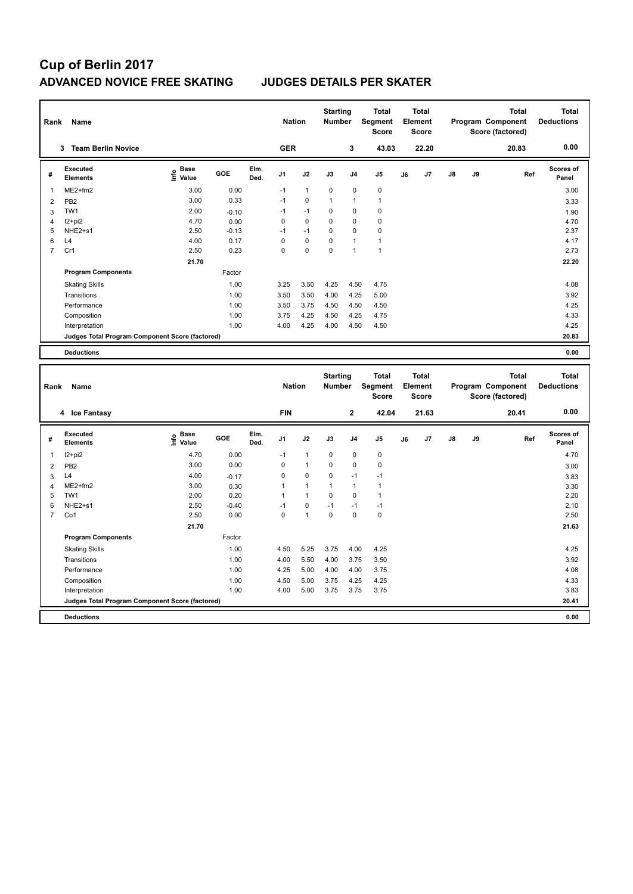# Cup of Berlin 2017

## ADVANCED NOVICE FREE SKATING JUDGES DETAILS PER SKATER

| Rank | Name | Nation | Starting Number | Total Segment Score | Total Element Score | Total Program Component Score (factored) | Total Deductions |
|---|---|---|---|---|---|---|---|
| 3 | Team Berlin Novice | GER | 3 | 43.03 | 22.20 | 20.83 | 0.00 |

| # | Executed Elements | Info | Base Value | GOE | Elm. Ded. | J1 | J2 | J3 | J4 | J5 | J6 | J7 | J8 | J9 | Ref | Scores of Panel |
|---|---|---|---|---|---|---|---|---|---|---|---|---|---|---|---|---|
| 1 | ME2+fm2 | | 3.00 | 0.00 | | -1 | 1 | 0 | 0 | 0 | | | | | | 3.00 |
| 2 | PB2 | | 3.00 | 0.33 | | -1 | 0 | 1 | 1 | 1 | | | | | | 3.33 |
| 3 | TW1 | | 2.00 | -0.10 | | -1 | -1 | 0 | 0 | 0 | | | | | | 1.90 |
| 4 | I2+pi2 | | 4.70 | 0.00 | | 0 | 0 | 0 | 0 | 0 | | | | | | 4.70 |
| 5 | NHE2+s1 | | 2.50 | -0.13 | | -1 | -1 | 0 | 0 | 0 | | | | | | 2.37 |
| 6 | L4 | | 4.00 | 0.17 | | 0 | 0 | 0 | 1 | 1 | | | | | | 4.17 |
| 7 | Cr1 | | 2.50 | 0.23 | | 0 | 0 | 0 | 1 | 1 | | | | | | 2.73 |
| | | | 21.70 | | | | | | | | | | | | | 22.20 |

| Program Components | Factor | J1 | J2 | J3 | J4 | J5 | J6 | J7 | J8 | J9 | | Scores of Panel |
|---|---|---|---|---|---|---|---|---|---|---|---|---|
| Skating Skills | 1.00 | 3.25 | 3.50 | 4.25 | 4.50 | 4.75 | | | | | | 4.08 |
| Transitions | 1.00 | 3.50 | 3.50 | 4.00 | 4.25 | 5.00 | | | | | | 3.92 |
| Performance | 1.00 | 3.50 | 3.75 | 4.50 | 4.50 | 4.50 | | | | | | 4.25 |
| Composition | 1.00 | 3.75 | 4.25 | 4.50 | 4.25 | 4.75 | | | | | | 4.33 |
| Interpretation | 1.00 | 4.00 | 4.25 | 4.00 | 4.50 | 4.50 | | | | | | 4.25 |
| Judges Total Program Component Score (factored) | | | | | | | | | | | | 20.83 |
| Deductions | | | | | | | | | | | | 0.00 |

| Rank | Name | Nation | Starting Number | Total Segment Score | Total Element Score | Total Program Component Score (factored) | Total Deductions |
|---|---|---|---|---|---|---|---|
| 4 | Ice Fantasy | FIN | 2 | 42.04 | 21.63 | 20.41 | 0.00 |

| # | Executed Elements | Info | Base Value | GOE | Elm. Ded. | J1 | J2 | J3 | J4 | J5 | J6 | J7 | J8 | J9 | Ref | Scores of Panel |
|---|---|---|---|---|---|---|---|---|---|---|---|---|---|---|---|---|
| 1 | I2+pi2 | | 4.70 | 0.00 | | -1 | 1 | 0 | 0 | 0 | | | | | | 4.70 |
| 2 | PB2 | | 3.00 | 0.00 | | 0 | 1 | 0 | 0 | 0 | | | | | | 3.00 |
| 3 | L4 | | 4.00 | -0.17 | | 0 | 0 | 0 | -1 | -1 | | | | | | 3.83 |
| 4 | ME2+fm2 | | 3.00 | 0.30 | | 1 | 1 | 1 | 1 | 1 | | | | | | 3.30 |
| 5 | TW1 | | 2.00 | 0.20 | | 1 | 1 | 0 | 0 | 1 | | | | | | 2.20 |
| 6 | NHE2+s1 | | 2.50 | -0.40 | | -1 | 0 | -1 | -1 | -1 | | | | | | 2.10 |
| 7 | Co1 | | 2.50 | 0.00 | | 0 | 1 | 0 | 0 | 0 | | | | | | 2.50 |
| | | | 21.70 | | | | | | | | | | | | | 21.63 |

| Program Components | Factor | J1 | J2 | J3 | J4 | J5 | J6 | J7 | J8 | J9 | | Scores of Panel |
|---|---|---|---|---|---|---|---|---|---|---|---|---|
| Skating Skills | 1.00 | 4.50 | 5.25 | 3.75 | 4.00 | 4.25 | | | | | | 4.25 |
| Transitions | 1.00 | 4.00 | 5.50 | 4.00 | 3.75 | 3.50 | | | | | | 3.92 |
| Performance | 1.00 | 4.25 | 5.00 | 4.00 | 4.00 | 3.75 | | | | | | 4.08 |
| Composition | 1.00 | 4.50 | 5.00 | 3.75 | 4.25 | 4.25 | | | | | | 4.33 |
| Interpretation | 1.00 | 4.00 | 5.00 | 3.75 | 3.75 | 3.75 | | | | | | 3.83 |
| Judges Total Program Component Score (factored) | | | | | | | | | | | | 20.41 |
| Deductions | | | | | | | | | | | | 0.00 |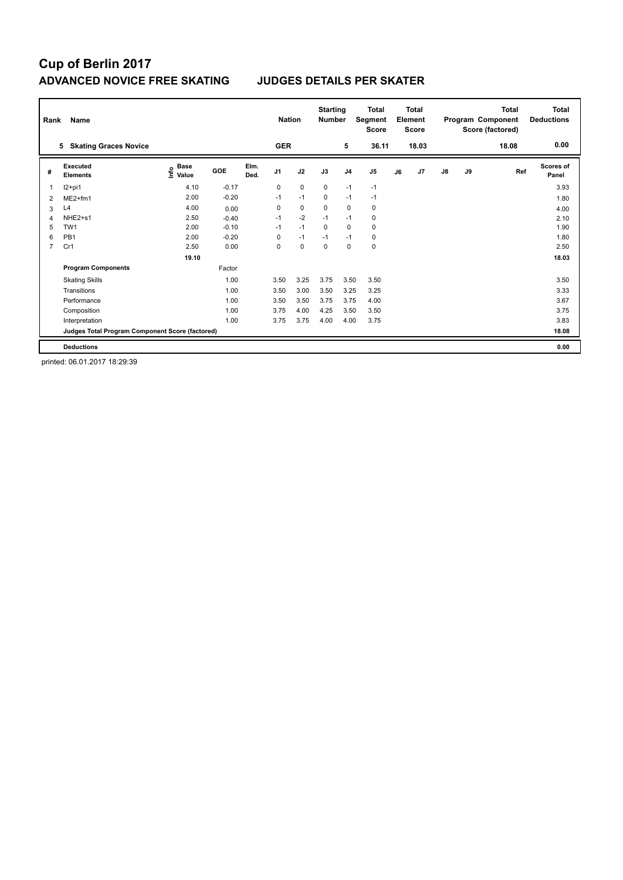# Cup of Berlin 2017

## ADVANCED NOVICE FREE SKATING JUDGES DETAILS PER SKATER

| Rank | Name | Nation | Starting Number | Total Segment Score | Total Element Score | Total Program Component Score (factored) | Total Deductions |
|---|---|---|---|---|---|---|---|
| 5 | Skating Graces Novice | GER | 5 | 36.11 | 18.03 | 18.08 | 0.00 |

| # | Executed Elements | Info | Base Value | GOE | Elm. Ded. | J1 | J2 | J3 | J4 | J5 | J6 | J7 | J8 | J9 | Ref | Scores of Panel |
|---|---|---|---|---|---|---|---|---|---|---|---|---|---|---|---|---|
| 1 | I2+pi1 | | 4.10 | -0.17 | | 0 | 0 | 0 | -1 | -1 | | | | | | 3.93 |
| 2 | ME2+fm1 | | 2.00 | -0.20 | | -1 | -1 | 0 | -1 | -1 | | | | | | 1.80 |
| 3 | L4 | | 4.00 | 0.00 | | 0 | 0 | 0 | 0 | 0 | | | | | | 4.00 |
| 4 | NHE2+s1 | | 2.50 | -0.40 | | -1 | -2 | -1 | -1 | 0 | | | | | | 2.10 |
| 5 | TW1 | | 2.00 | -0.10 | | -1 | -1 | 0 | 0 | 0 | | | | | | 1.90 |
| 6 | PB1 | | 2.00 | -0.20 | | 0 | -1 | -1 | -1 | 0 | | | | | | 1.80 |
| 7 | Cr1 | | 2.50 | 0.00 | | 0 | 0 | 0 | 0 | 0 | | | | | | 2.50 |
| | | | 19.10 | | | | | | | | | | | | | 18.03 |
| | **Program Components** | | | Factor | | | | | | | | | | | | |
| | Skating Skills | | | 1.00 | | 3.50 | 3.25 | 3.75 | 3.50 | 3.50 | | | | | | 3.50 |
| | Transitions | | | 1.00 | | 3.50 | 3.00 | 3.50 | 3.25 | 3.25 | | | | | | 3.33 |
| | Performance | | | 1.00 | | 3.50 | 3.50 | 3.75 | 3.75 | 4.00 | | | | | | 3.67 |
| | Composition | | | 1.00 | | 3.75 | 4.00 | 4.25 | 3.50 | 3.50 | | | | | | 3.75 |
| | Interpretation | | | 1.00 | | 3.75 | 3.75 | 4.00 | 4.00 | 3.75 | | | | | | 3.83 |
| | **Judges Total Program Component Score (factored)** | | | | | | | | | | | | | | | 18.08 |
| | **Deductions** | | | | | | | | | | | | | | | 0.00 |

printed: 06.01.2017 18:29:39